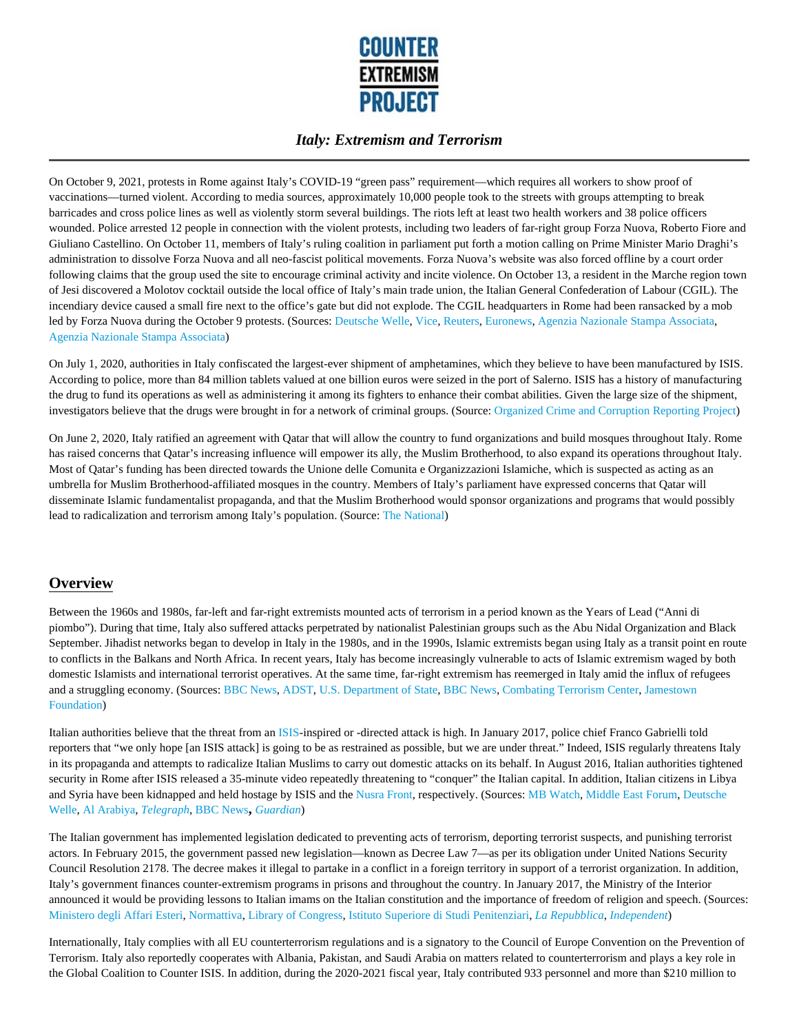# Italy: Extremism and Terrorism

On October 9, 2021, protests in Rome against Italy's COVID-19 "green pass" requirement—which requires all workers to show proof of vaccinations—turned violent. According to media sources, approximately 10,000 people took to the streets with groups attempting to break barricades and cross police lines as well as violently storm several buildings. The riots left at least two health workers and 38 police officers wounded. Police arrested 12 people in connection with the violent protests, including two leaders of far-right group Forza Nuova, Roberto Fiore and Giuliano Castellino. On October 11, members of Italy's ruling coalition in parliament put forth a motion calling on Prime Minister Mario Draghi's administration to dissolve Forza Nuova and all neo-fascist political movements. Forza Nuova's website was also forced offline by a court order following claims that the group used the site to encourage criminal activity and incite violence. On October 13, a resident in the Marche region town of Jesi discovered a Molotov cocktail outside the local office of Italy's main trade union, the Italian General Confederation of Labour (CGIL). The incendiary device caused a small fire next to the office's gate but did not explode. The CGIL headquarters in Rome had been ransacked by a mob led by Forza Nuova during the October 9 protests. (Sources: Deutsche Welle, Vice, Reuters, Euronews, Agenzia Nazionale Stampa Associata, Agenzia Nazionale Stampa Associata)

On July 1, 2020, authorities in Italy confiscated the largest-ever shipment of amphetamines, which they believe to have been manufactured by ISIS. According to police, more than 84 million tablets valued at one billion euros were seized in the port of Salerno. ISIS has a history of manufacturing the drug to fund its operations as well as administering it among its fighters to enhance their combat abilities. Given the large size of the shipment, investigators believe that the drugs were brought in for a network of criminal groups. (Source: Organized Crime and Corruption Reporting Project)

On June 2, 2020, Italy ratified an agreement with Qatar that will allow the country to fund organizations and build mosques throughout Italy. Rome has raised concerns that Qatar's increasing influence will empower its ally, the Muslim Brotherhood, to also expand its operations throughout Italy. Most of Qatar's funding has been directed towards the Unione delle Comunita e Organizzazioni Islamiche, which is suspected as acting as an umbrella for Muslim Brotherhood-affiliated mosques in the country. Members of Italy's parliament have expressed concerns that Qatar will disseminate Islamic fundamentalist propaganda, and that the Muslim Brotherhood would sponsor organizations and programs that would possibly lead to radicalization and terrorism among Italy's population. (Source: The National)

## Overview

Between the 1960s and 1980s, far-left and far-right extremists mounted acts of terrorism in a period known as the Years of Lead ("Anni di piombo"). During that time, Italy also suffered attacks perpetrated by nationalist Palestinian groups such as the Abu Nidal Organization and Black September. Jihadist networks began to develop in Italy in the 1980s, and in the 1990s, Islamic extremists began using Italy as a transit point en route to conflicts in the Balkans and North Africa. In recent years, Italy has become increasingly vulnerable to acts of Islamic extremism waged by both domestic Islamists and international terrorist operatives. At the same time, far-right extremism has reemerged in Italy amid the influx of refugees and a struggling economy. (Sources: BBC News, ADST, U.S. Department of State, BBC News, Combating Terrorism Center, Jamestown Foundation)

Italian authorities believe that the threat from an ISIS-inspired or -directed attack is high. In January 2017, police chief Franco Gabrielli told reporters that "we only hope [an ISIS attack] is going to be as restrained as possible, but we are under threat." Indeed, ISIS regularly threatens Italy in its propaganda and attempts to radicalize Italian Muslims to carry out domestic attacks on its behalf. In August 2016, Italian authorities tightened security in Rome after ISIS released a 35-minute video repeatedly threatening to "conquer" the Italian capital. In addition, Italian citizens in Libya and Syria have been kidnapped and held hostage by ISIS and the Nusra Front, respectively. (Sources: MB Watch, Middle East Forum, Deutsche Welle, Al Arabiya, *Telegraph*, BBC News, *Guardian*)

The Italian government has implemented legislation dedicated to preventing acts of terrorism, deporting terrorist suspects, and punishing terrorist actors. In February 2015, the government passed new legislation—known as Decree Law 7—as per its obligation under United Nations Security Council Resolution 2178. The decree makes it illegal to partake in a conflict in a foreign territory in support of a terrorist organization. In addition, Italy's government finances counter-extremism programs in prisons and throughout the country. In January 2017, the Ministry of the Interior announced it would be providing lessons to Italian imams on the Italian constitution and the importance of freedom of religion and speech. (Sources: Ministero degli Affari Esteri, Normattiva, Library of Congress, Istituto Superiore di Studi Penitenziari, *La Repubblica*, *Independent*)

Internationally, Italy complies with all EU counterterrorism regulations and is a signatory to the Council of Europe Convention on the Prevention of Terrorism. Italy also reportedly cooperates with Albania, Pakistan, and Saudi Arabia on matters related to counterterrorism and plays a key role in the Global Coalition to Counter ISIS. In addition, during the 2020-2021 fiscal year, Italy contributed 933 personnel and more than $210 million to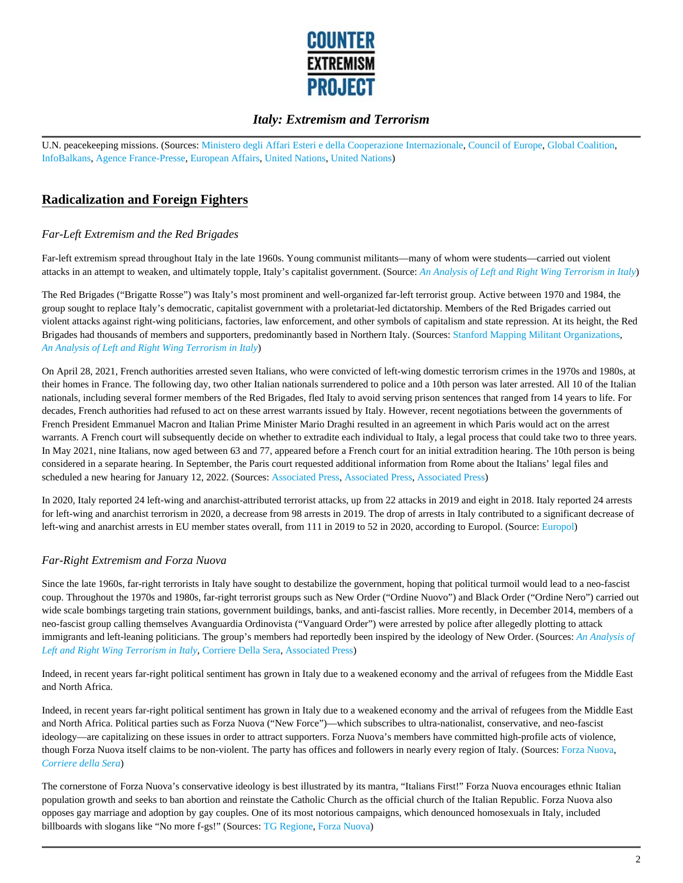U.N. peacekeeping missions. (Sources: Ministero degli Affari Esteri e della Cooperazione Internazionale, Council of Europe, Global Coalition, InfoBalkans, Agence France-Presse, European Affairs, United Nations, United Nations)

## Radicalization and Foreign Fighters

### *Far-Left Extremism and the Red Brigades*

Far-left extremism spread throughout Italy in the late 1960s. Young communist militants—many of whom were students—carried out violent attacks in an attempt to weaken, and ultimately topple, Italy's capitalist government. (Source: *An Analysis of Left and Right Wing Terrorism in Italy*)

The Red Brigades ("Brigatte Rosse") was Italy's most prominent and well-organized far-left terrorist group. Active between 1970 and 1984, the group sought to replace Italy's democratic, capitalist government with a proletariat-led dictatorship. Members of the Red Brigades carried out violent attacks against right-wing politicians, factories, law enforcement, and other symbols of capitalism and state repression. At its height, the Red Brigades had thousands of members and supporters, predominantly based in Northern Italy. (Sources: Stanford Mapping Militant Organizations, *An Analysis of Left and Right Wing Terrorism in Italy*)

On April 28, 2021, French authorities arrested seven Italians, who were convicted of left-wing domestic terrorism crimes in the 1970s and 1980s, at their homes in France. The following day, two other Italian nationals surrendered to police and a 10th person was later arrested. All 10 of the Italian nationals, including several former members of the Red Brigades, fled Italy to avoid serving prison sentences that ranged from 14 years to life. For decades, French authorities had refused to act on these arrest warrants issued by Italy. However, recent negotiations between the governments of French President Emmanuel Macron and Italian Prime Minister Mario Draghi resulted in an agreement in which Paris would act on the arrest warrants. A French court will subsequently decide on whether to extradite each individual to Italy, a legal process that could take two to three years. In May 2021, nine Italians, now aged between 63 and 77, appeared before a French court for an initial extradition hearing. The 10th person is being considered in a separate hearing. In September, the Paris court requested additional information from Rome about the Italians' legal files and scheduled a new hearing for January 12, 2022. (Sources: Associated Press, Associated Press, Associated Press)

In 2020, Italy reported 24 left-wing and anarchist-attributed terrorist attacks, up from 22 attacks in 2019 and eight in 2018. Italy reported 24 arrests for left-wing and anarchist terrorism in 2020, a decrease from 98 arrests in 2019. The drop of arrests in Italy contributed to a significant decrease of left-wing and anarchist arrests in EU member states overall, from 111 in 2019 to 52 in 2020, according to Europol. (Source: Europol)

### *Far-Right Extremism and Forza Nuova*

Since the late 1960s, far-right terrorists in Italy have sought to destabilize the government, hoping that political turmoil would lead to a neo-fascist coup. Throughout the 1970s and 1980s, far-right terrorist groups such as New Order ("Ordine Nuovo") and Black Order ("Ordine Nero") carried out wide scale bombings targeting train stations, government buildings, banks, and anti-fascist rallies. More recently, in December 2014, members of a neo-fascist group calling themselves Avanguardia Ordinovista ("Vanguard Order") were arrested by police after allegedly plotting to attack immigrants and left-leaning politicians. The group's members had reportedly been inspired by the ideology of New Order. (Sources: *An Analysis of Left and Right Wing Terrorism in Italy*, Corriere Della Sera, Associated Press)

Indeed, in recent years far-right political sentiment has grown in Italy due to a weakened economy and the arrival of refugees from the Middle East and North Africa.

Indeed, in recent years far-right political sentiment has grown in Italy due to a weakened economy and the arrival of refugees from the Middle East and North Africa. Political parties such as Forza Nuova ("New Force")—which subscribes to ultra-nationalist, conservative, and neo-fascist ideology—are capitalizing on these issues in order to attract supporters. Forza Nuova's members have committed high-profile acts of violence, though Forza Nuova itself claims to be non-violent. The party has offices and followers in nearly every region of Italy. (Sources: Forza Nuova, *Corriere della Sera*)

The cornerstone of Forza Nuova's conservative ideology is best illustrated by its mantra, "Italians First!" Forza Nuova encourages ethnic Italian population growth and seeks to ban abortion and reinstate the Catholic Church as the official church of the Italian Republic. Forza Nuova also opposes gay marriage and adoption by gay couples. One of its most notorious campaigns, which denounced homosexuals in Italy, included billboards with slogans like "No more f-gs!" (Sources: TG Regione, Forza Nuova)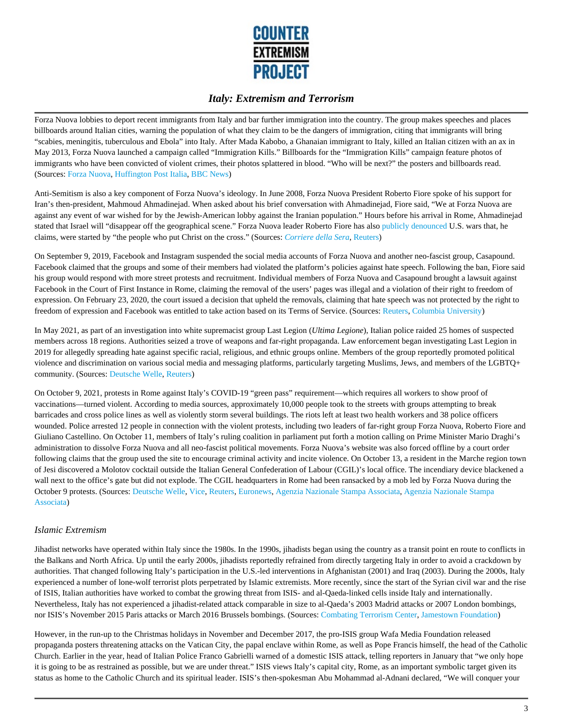Forza Nuova lobbies to deport recent immigrants from Italy and bar further immigration into the country. The group makes speeches and places billboards around Italian cities, warning the population of what they claim to be the dangers of immigration, citing that immigrants will bring "scabies, meningitis, tuberculous and Ebola" into Italy. After Mada Kabobo, a Ghanaian immigrant to Italy, killed an Italian citizen with an ax in May 2013, Forza Nuova launched a campaign called "Immigration Kills." Billboards for the "Immigration Kills" campaign feature photos of immigrants who have been convicted of violent crimes, their photos splattered in blood. "Who will be next?" the posters and billboards read. (Sources: Forza Nuova, Huffington Post Italia, BBC News)

Anti-Semitism is also a key component of Forza Nuova's ideology. In June 2008, Forza Nuova President Roberto Fiore spoke of his support for Iran's then-president, Mahmoud Ahmadinejad. When asked about his brief conversation with Ahmadinejad, Fiore said, "We at Forza Nuova are against any event of war wished for by the Jewish-American lobby against the Iranian population." Hours before his arrival in Rome, Ahmadinejad stated that Israel will "disappear off the geographical scene." Forza Nuova leader Roberto Fiore has also publicly denounced U.S. wars that, he claims, were started by "the people who put Christ on the cross." (Sources: *Corriere della Sera*, Reuters)

On September 9, 2019, Facebook and Instagram suspended the social media accounts of Forza Nuova and another neo-fascist group, Casapound. Facebook claimed that the groups and some of their members had violated the platform's policies against hate speech. Following the ban, Fiore said his group would respond with more street protests and recruitment. Individual members of Forza Nuova and Casapound brought a lawsuit against Facebook in the Court of First Instance in Rome, claiming the removal of the users' pages was illegal and a violation of their right to freedom of expression. On February 23, 2020, the court issued a decision that upheld the removals, claiming that hate speech was not protected by the right to freedom of expression and Facebook was entitled to take action based on its Terms of Service. (Sources: Reuters, Columbia University)

In May 2021, as part of an investigation into white supremacist group Last Legion (*Ultima Legione*), Italian police raided 25 homes of suspected members across 18 regions. Authorities seized a trove of weapons and far-right propaganda. Law enforcement began investigating Last Legion in 2019 for allegedly spreading hate against specific racial, religious, and ethnic groups online. Members of the group reportedly promoted political violence and discrimination on various social media and messaging platforms, particularly targeting Muslims, Jews, and members of the LGBTQ+ community. (Sources: Deutsche Welle, Reuters)

On October 9, 2021, protests in Rome against Italy's COVID-19 "green pass" requirement—which requires all workers to show proof of vaccinations—turned violent. According to media sources, approximately 10,000 people took to the streets with groups attempting to break barricades and cross police lines as well as violently storm several buildings. The riots left at least two health workers and 38 police officers wounded. Police arrested 12 people in connection with the violent protests, including two leaders of far-right group Forza Nuova, Roberto Fiore and Giuliano Castellino. On October 11, members of Italy's ruling coalition in parliament put forth a motion calling on Prime Minister Mario Draghi's administration to dissolve Forza Nuova and all neo-fascist political movements. Forza Nuova's website was also forced offline by a court order following claims that the group used the site to encourage criminal activity and incite violence. On October 13, a resident in the Marche region town of Jesi discovered a Molotov cocktail outside the Italian General Confederation of Labour (CGIL)'s local office. The incendiary device blackened a wall next to the office's gate but did not explode. The CGIL headquarters in Rome had been ransacked by a mob led by Forza Nuova during the October 9 protests. (Sources: Deutsche Welle, Vice, Reuters, Euronews, Agenzia Nazionale Stampa Associata, Agenzia Nazionale Stampa Associata)

### *Islamic Extremism*

Jihadist networks have operated within Italy since the 1980s. In the 1990s, jihadists began using the country as a transit point en route to conflicts in the Balkans and North Africa. Up until the early 2000s, jihadists reportedly refrained from directly targeting Italy in order to avoid a crackdown by authorities. That changed following Italy's participation in the U.S.-led interventions in Afghanistan (2001) and Iraq (2003). During the 2000s, Italy experienced a number of lone-wolf terrorist plots perpetrated by Islamic extremists. More recently, since the start of the Syrian civil war and the rise of ISIS, Italian authorities have worked to combat the growing threat from ISIS- and al-Qaeda-linked cells inside Italy and internationally. Nevertheless, Italy has not experienced a jihadist-related attack comparable in size to al-Qaeda's 2003 Madrid attacks or 2007 London bombings, nor ISIS's November 2015 Paris attacks or March 2016 Brussels bombings. (Sources: Combating Terrorism Center, Jamestown Foundation)

However, in the run-up to the Christmas holidays in November and December 2017, the pro-ISIS group Wafa Media Foundation released propaganda posters threatening attacks on the Vatican City, the papal enclave within Rome, as well as Pope Francis himself, the head of the Catholic Church. Earlier in the year, head of Italian Police Franco Gabrielli warned of a domestic ISIS attack, telling reporters in January that "we only hope it is going to be as restrained as possible, but we are under threat." ISIS views Italy's capital city, Rome, as an important symbolic target given its status as home to the Catholic Church and its spiritual leader. ISIS's then-spokesman Abu Mohammad al-Adnani declared, "We will conquer your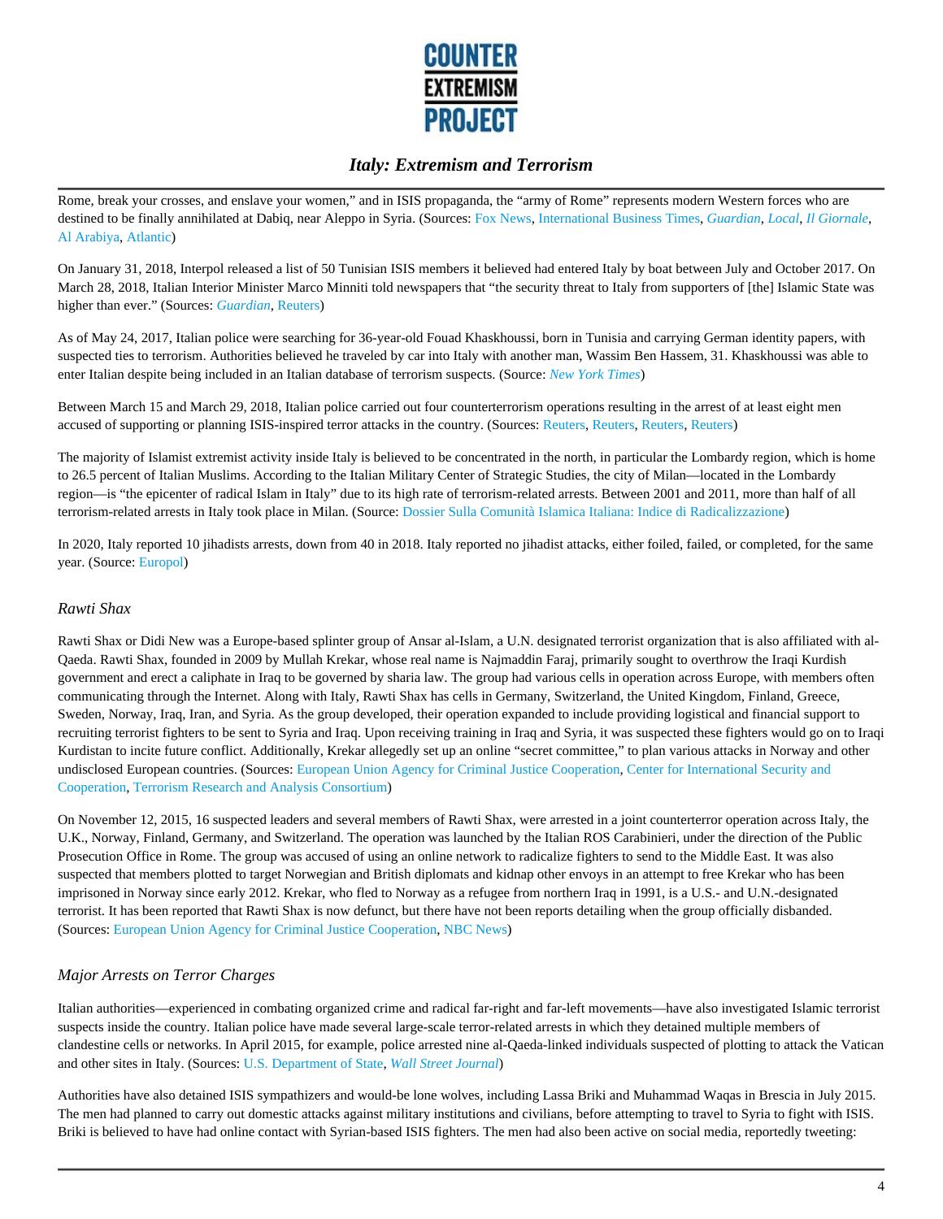Rome, break your crosses, and enslave your women," and in ISIS propaganda, the "army of Rome" represents modern Western forces who are destined to be finally annihilated at Dabiq, near Aleppo in Syria. (Sources: Fox News, International Business Times, *Guardian*, *Local*, *Il Giornale*, Al Arabiya, Atlantic)

On January 31, 2018, Interpol released a list of 50 Tunisian ISIS members it believed had entered Italy by boat between July and October 2017. On March 28, 2018, Italian Interior Minister Marco Minniti told newspapers that "the security threat to Italy from supporters of [the] Islamic State was higher than ever." (Sources: *Guardian*, Reuters)

As of May 24, 2017, Italian police were searching for 36-year-old Fouad Khaskhoussi, born in Tunisia and carrying German identity papers, with suspected ties to terrorism. Authorities believed he traveled by car into Italy with another man, Wassim Ben Hassem, 31. Khaskhoussi was able to enter Italian despite being included in an Italian database of terrorism suspects. (Source: *New York Times*)

Between March 15 and March 29, 2018, Italian police carried out four counterterrorism operations resulting in the arrest of at least eight men accused of supporting or planning ISIS-inspired terror attacks in the country. (Sources: Reuters, Reuters, Reuters, Reuters)

The majority of Islamist extremist activity inside Italy is believed to be concentrated in the north, in particular the Lombardy region, which is home to 26.5 percent of Italian Muslims. According to the Italian Military Center of Strategic Studies, the city of Milan—located in the Lombardy region—is "the epicenter of radical Islam in Italy" due to its high rate of terrorism-related arrests. Between 2001 and 2011, more than half of all terrorism-related arrests in Italy took place in Milan. (Source: Dossier Sulla Comunità Islamica Italiana: Indice di Radicalizzazione)

In 2020, Italy reported 10 jihadists arrests, down from 40 in 2018. Italy reported no jihadist attacks, either foiled, failed, or completed, for the same year. (Source: Europol)

### *Rawti Shax*

Rawti Shax or Didi New was a Europe-based splinter group of Ansar al-Islam, a U.N. designated terrorist organization that is also affiliated with al-Qaeda. Rawti Shax, founded in 2009 by Mullah Krekar, whose real name is Najmaddin Faraj, primarily sought to overthrow the Iraqi Kurdish government and erect a caliphate in Iraq to be governed by sharia law. The group had various cells in operation across Europe, with members often communicating through the Internet. Along with Italy, Rawti Shax has cells in Germany, Switzerland, the United Kingdom, Finland, Greece, Sweden, Norway, Iraq, Iran, and Syria. As the group developed, their operation expanded to include providing logistical and financial support to recruiting terrorist fighters to be sent to Syria and Iraq. Upon receiving training in Iraq and Syria, it was suspected these fighters would go on to Iraqi Kurdistan to incite future conflict. Additionally, Krekar allegedly set up an online "secret committee," to plan various attacks in Norway and other undisclosed European countries. (Sources: European Union Agency for Criminal Justice Cooperation, Center for International Security and Cooperation, Terrorism Research and Analysis Consortium)

On November 12, 2015, 16 suspected leaders and several members of Rawti Shax, were arrested in a joint counterterror operation across Italy, the U.K., Norway, Finland, Germany, and Switzerland. The operation was launched by the Italian ROS Carabinieri, under the direction of the Public Prosecution Office in Rome. The group was accused of using an online network to radicalize fighters to send to the Middle East. It was also suspected that members plotted to target Norwegian and British diplomats and kidnap other envoys in an attempt to free Krekar who has been imprisoned in Norway since early 2012. Krekar, who fled to Norway as a refugee from northern Iraq in 1991, is a U.S.- and U.N.-designated terrorist. It has been reported that Rawti Shax is now defunct, but there have not been reports detailing when the group officially disbanded. (Sources: European Union Agency for Criminal Justice Cooperation, NBC News)

### *Major Arrests on Terror Charges*

Italian authorities—experienced in combating organized crime and radical far-right and far-left movements—have also investigated Islamic terrorist suspects inside the country. Italian police have made several large-scale terror-related arrests in which they detained multiple members of clandestine cells or networks. In April 2015, for example, police arrested nine al-Qaeda-linked individuals suspected of plotting to attack the Vatican and other sites in Italy. (Sources: U.S. Department of State, *Wall Street Journal*)

Authorities have also detained ISIS sympathizers and would-be lone wolves, including Lassa Briki and Muhammad Waqas in Brescia in July 2015. The men had planned to carry out domestic attacks against military institutions and civilians, before attempting to travel to Syria to fight with ISIS. Briki is believed to have had online contact with Syrian-based ISIS fighters. The men had also been active on social media, reportedly tweeting: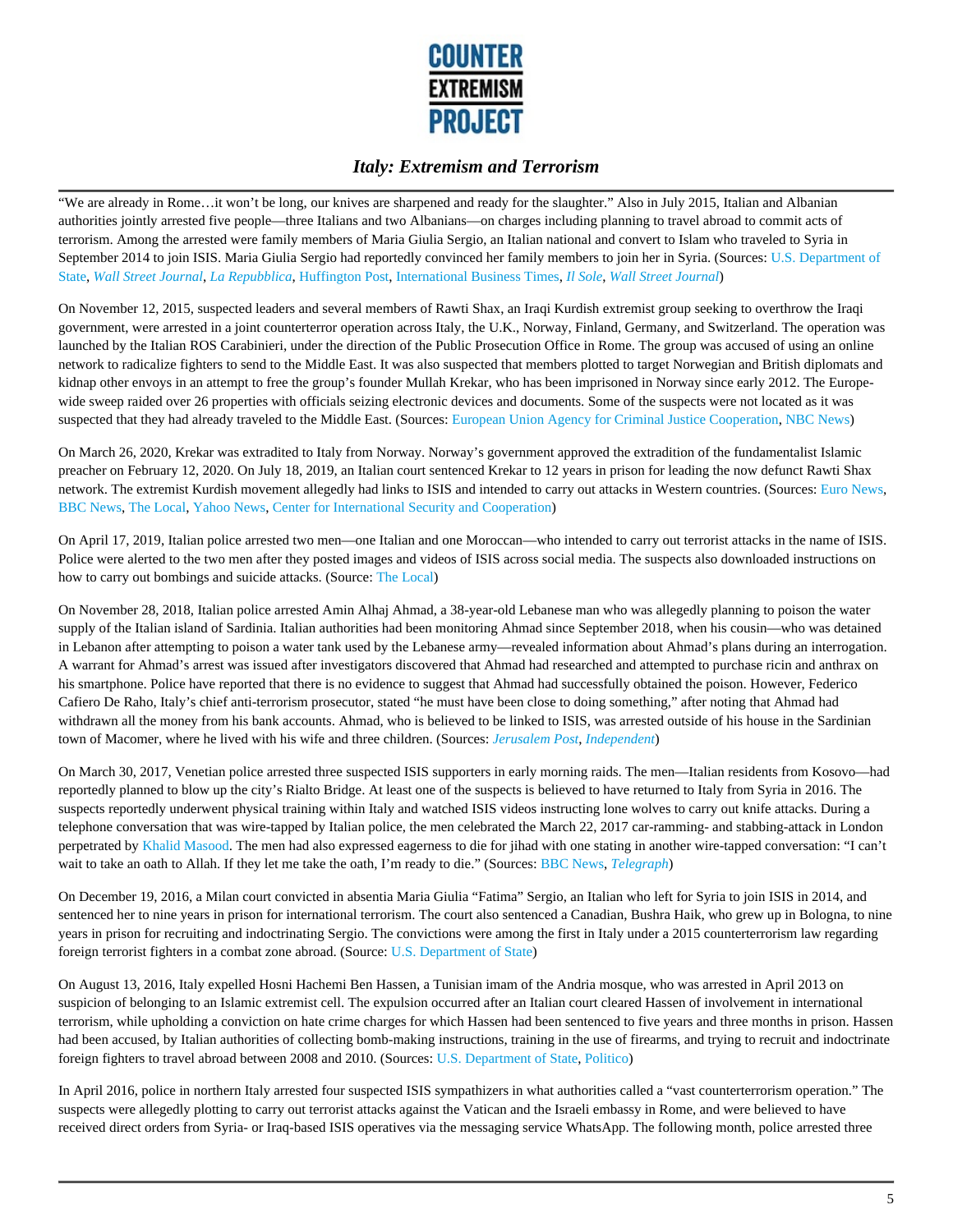"We are already in Rome…it won't be long, our knives are sharpened and ready for the slaughter." Also in July 2015, Italian and Albanian authorities jointly arrested five people—three Italians and two Albanians—on charges including planning to travel abroad to commit acts of terrorism. Among the arrested were family members of Maria Giulia Sergio, an Italian national and convert to Islam who traveled to Syria in September 2014 to join ISIS. Maria Giulia Sergio had reportedly convinced her family members to join her in Syria. (Sources: U.S. Department of State, *Wall Street Journal*, *La Repubblica*, Huffington Post, International Business Times, *Il Sole*, *Wall Street Journal*)

On November 12, 2015, suspected leaders and several members of Rawti Shax, an Iraqi Kurdish extremist group seeking to overthrow the Iraqi government, were arrested in a joint counterterror operation across Italy, the U.K., Norway, Finland, Germany, and Switzerland. The operation was launched by the Italian ROS Carabinieri, under the direction of the Public Prosecution Office in Rome. The group was accused of using an online network to radicalize fighters to send to the Middle East. It was also suspected that members plotted to target Norwegian and British diplomats and kidnap other envoys in an attempt to free the group's founder Mullah Krekar, who has been imprisoned in Norway since early 2012. The Europe-wide sweep raided over 26 properties with officials seizing electronic devices and documents. Some of the suspects were not located as it was suspected that they had already traveled to the Middle East. (Sources: European Union Agency for Criminal Justice Cooperation, NBC News)

On March 26, 2020, Krekar was extradited to Italy from Norway. Norway's government approved the extradition of the fundamentalist Islamic preacher on February 12, 2020. On July 18, 2019, an Italian court sentenced Krekar to 12 years in prison for leading the now defunct Rawti Shax network. The extremist Kurdish movement allegedly had links to ISIS and intended to carry out attacks in Western countries. (Sources: Euro News, BBC News, The Local, Yahoo News, Center for International Security and Cooperation)

On April 17, 2019, Italian police arrested two men—one Italian and one Moroccan—who intended to carry out terrorist attacks in the name of ISIS. Police were alerted to the two men after they posted images and videos of ISIS across social media. The suspects also downloaded instructions on how to carry out bombings and suicide attacks. (Source: The Local)

On November 28, 2018, Italian police arrested Amin Alhaj Ahmad, a 38-year-old Lebanese man who was allegedly planning to poison the water supply of the Italian island of Sardinia. Italian authorities had been monitoring Ahmad since September 2018, when his cousin—who was detained in Lebanon after attempting to poison a water tank used by the Lebanese army—revealed information about Ahmad's plans during an interrogation. A warrant for Ahmad's arrest was issued after investigators discovered that Ahmad had researched and attempted to purchase ricin and anthrax on his smartphone. Police have reported that there is no evidence to suggest that Ahmad had successfully obtained the poison. However, Federico Cafiero De Raho, Italy's chief anti-terrorism prosecutor, stated "he must have been close to doing something," after noting that Ahmad had withdrawn all the money from his bank accounts. Ahmad, who is believed to be linked to ISIS, was arrested outside of his house in the Sardinian town of Macomer, where he lived with his wife and three children. (Sources: *Jerusalem Post*, *Independent*)

On March 30, 2017, Venetian police arrested three suspected ISIS supporters in early morning raids. The men—Italian residents from Kosovo—had reportedly planned to blow up the city's Rialto Bridge. At least one of the suspects is believed to have returned to Italy from Syria in 2016. The suspects reportedly underwent physical training within Italy and watched ISIS videos instructing lone wolves to carry out knife attacks. During a telephone conversation that was wire-tapped by Italian police, the men celebrated the March 22, 2017 car-ramming- and stabbing-attack in London perpetrated by Khalid Masood. The men had also expressed eagerness to die for jihad with one stating in another wire-tapped conversation: "I can't wait to take an oath to Allah. If they let me take the oath, I'm ready to die." (Sources: BBC News, *Telegraph*)

On December 19, 2016, a Milan court convicted in absentia Maria Giulia "Fatima" Sergio, an Italian who left for Syria to join ISIS in 2014, and sentenced her to nine years in prison for international terrorism. The court also sentenced a Canadian, Bushra Haik, who grew up in Bologna, to nine years in prison for recruiting and indoctrinating Sergio. The convictions were among the first in Italy under a 2015 counterterrorism law regarding foreign terrorist fighters in a combat zone abroad. (Source: U.S. Department of State)

On August 13, 2016, Italy expelled Hosni Hachemi Ben Hassen, a Tunisian imam of the Andria mosque, who was arrested in April 2013 on suspicion of belonging to an Islamic extremist cell. The expulsion occurred after an Italian court cleared Hassen of involvement in international terrorism, while upholding a conviction on hate crime charges for which Hassen had been sentenced to five years and three months in prison. Hassen had been accused, by Italian authorities of collecting bomb-making instructions, training in the use of firearms, and trying to recruit and indoctrinate foreign fighters to travel abroad between 2008 and 2010. (Sources: U.S. Department of State, Politico)

In April 2016, police in northern Italy arrested four suspected ISIS sympathizers in what authorities called a "vast counterterrorism operation." The suspects were allegedly plotting to carry out terrorist attacks against the Vatican and the Israeli embassy in Rome, and were believed to have received direct orders from Syria- or Iraq-based ISIS operatives via the messaging service WhatsApp. The following month, police arrested three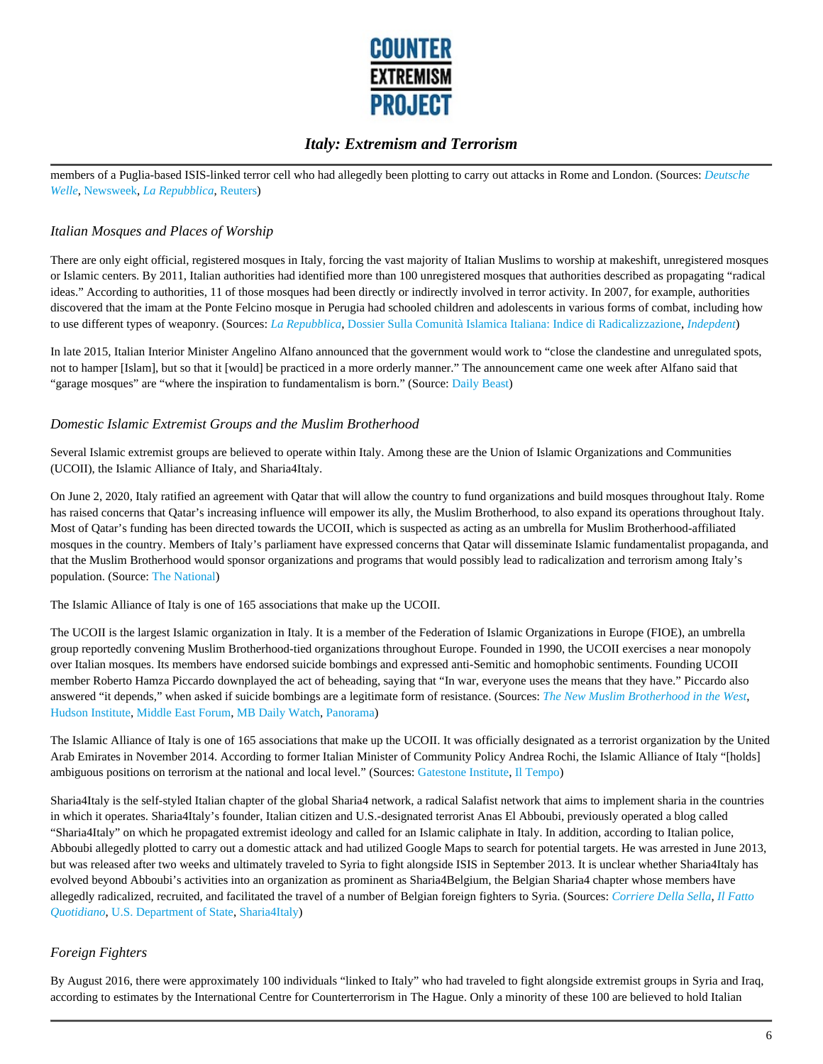members of a Puglia-based ISIS-linked terror cell who had allegedly been plotting to carry out attacks in Rome and London. (Sources: *Deutsche Welle*, Newsweek, *La Repubblica*, Reuters)

### *Italian Mosques and Places of Worship*

There are only eight official, registered mosques in Italy, forcing the vast majority of Italian Muslims to worship at makeshift, unregistered mosques or Islamic centers. By 2011, Italian authorities had identified more than 100 unregistered mosques that authorities described as propagating "radical ideas." According to authorities, 11 of those mosques had been directly or indirectly involved in terror activity. In 2007, for example, authorities discovered that the imam at the Ponte Felcino mosque in Perugia had schooled children and adolescents in various forms of combat, including how to use different types of weaponry. (Sources: *La Repubblica*, Dossier Sulla Comunità Islamica Italiana: Indice di Radicalizzazione, *Indepdent*)

In late 2015, Italian Interior Minister Angelino Alfano announced that the government would work to "close the clandestine and unregulated spots, not to hamper [Islam], but so that it [would] be practiced in a more orderly manner." The announcement came one week after Alfano said that "garage mosques" are "where the inspiration to fundamentalism is born." (Source: Daily Beast)

### *Domestic Islamic Extremist Groups and the Muslim Brotherhood*

Several Islamic extremist groups are believed to operate within Italy. Among these are the Union of Islamic Organizations and Communities (UCOII), the Islamic Alliance of Italy, and Sharia4Italy.

On June 2, 2020, Italy ratified an agreement with Qatar that will allow the country to fund organizations and build mosques throughout Italy. Rome has raised concerns that Qatar's increasing influence will empower its ally, the Muslim Brotherhood, to also expand its operations throughout Italy. Most of Qatar's funding has been directed towards the UCOII, which is suspected as acting as an umbrella for Muslim Brotherhood-affiliated mosques in the country. Members of Italy's parliament have expressed concerns that Qatar will disseminate Islamic fundamentalist propaganda, and that the Muslim Brotherhood would sponsor organizations and programs that would possibly lead to radicalization and terrorism among Italy's population. (Source: The National)

The Islamic Alliance of Italy is one of 165 associations that make up the UCOII.

The UCOII is the largest Islamic organization in Italy. It is a member of the Federation of Islamic Organizations in Europe (FIOE), an umbrella group reportedly convening Muslim Brotherhood-tied organizations throughout Europe. Founded in 1990, the UCOII exercises a near monopoly over Italian mosques. Its members have endorsed suicide bombings and expressed anti-Semitic and homophobic sentiments. Founding UCOII member Roberto Hamza Piccardo downplayed the act of beheading, saying that "In war, everyone uses the means that they have." Piccardo also answered "it depends," when asked if suicide bombings are a legitimate form of resistance. (Sources: *The New Muslim Brotherhood in the West*, Hudson Institute, Middle East Forum, MB Daily Watch, Panorama)

The Islamic Alliance of Italy is one of 165 associations that make up the UCOII. It was officially designated as a terrorist organization by the United Arab Emirates in November 2014. According to former Italian Minister of Community Policy Andrea Rochi, the Islamic Alliance of Italy "[holds] ambiguous positions on terrorism at the national and local level." (Sources: Gatestone Institute, Il Tempo)

Sharia4Italy is the self-styled Italian chapter of the global Sharia4 network, a radical Salafist network that aims to implement sharia in the countries in which it operates. Sharia4Italy's founder, Italian citizen and U.S.-designated terrorist Anas El Abboubi, previously operated a blog called "Sharia4Italy" on which he propagated extremist ideology and called for an Islamic caliphate in Italy. In addition, according to Italian police, Abboubi allegedly plotted to carry out a domestic attack and had utilized Google Maps to search for potential targets. He was arrested in June 2013, but was released after two weeks and ultimately traveled to Syria to fight alongside ISIS in September 2013. It is unclear whether Sharia4Italy has evolved beyond Abboubi's activities into an organization as prominent as Sharia4Belgium, the Belgian Sharia4 chapter whose members have allegedly radicalized, recruited, and facilitated the travel of a number of Belgian foreign fighters to Syria. (Sources: *Corriere Della Sella*, *Il Fatto Quotidiano*, U.S. Department of State, Sharia4Italy)

### *Foreign Fighters*

By August 2016, there were approximately 100 individuals "linked to Italy" who had traveled to fight alongside extremist groups in Syria and Iraq, according to estimates by the International Centre for Counterterrorism in The Hague. Only a minority of these 100 are believed to hold Italian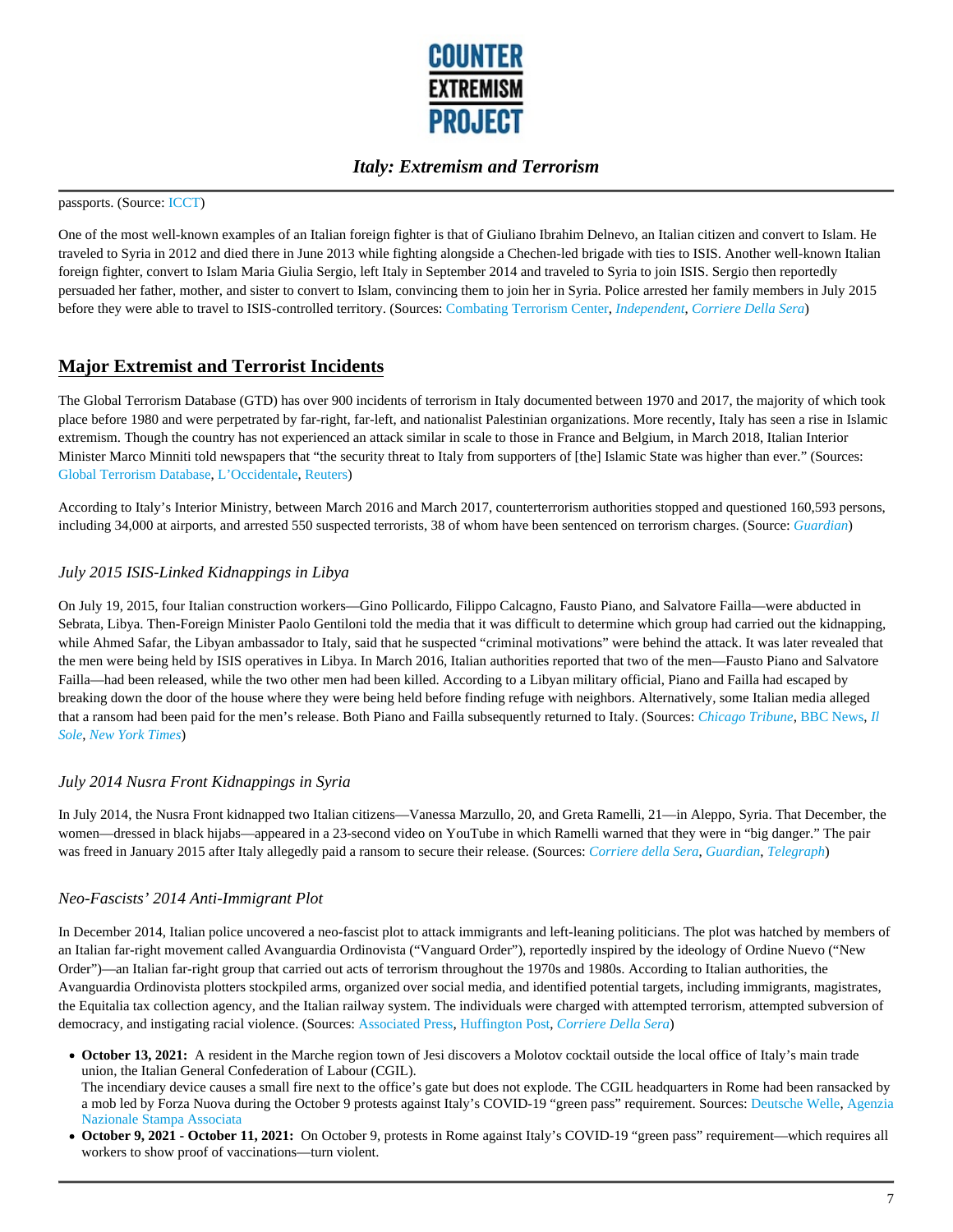passports. (Source: ICCT)

One of the most well-known examples of an Italian foreign fighter is that of Giuliano Ibrahim Delnevo, an Italian citizen and convert to Islam. He traveled to Syria in 2012 and died there in June 2013 while fighting alongside a Chechen-led brigade with ties to ISIS. Another well-known Italian foreign fighter, convert to Islam Maria Giulia Sergio, left Italy in September 2014 and traveled to Syria to join ISIS. Sergio then reportedly persuaded her father, mother, and sister to convert to Islam, convincing them to join her in Syria. Police arrested her family members in July 2015 before they were able to travel to ISIS-controlled territory. (Sources: Combating Terrorism Center, *Independent*, *Corriere Della Sera*)

## Major Extremist and Terrorist Incidents

The Global Terrorism Database (GTD) has over 900 incidents of terrorism in Italy documented between 1970 and 2017, the majority of which took place before 1980 and were perpetrated by far-right, far-left, and nationalist Palestinian organizations. More recently, Italy has seen a rise in Islamic extremism. Though the country has not experienced an attack similar in scale to those in France and Belgium, in March 2018, Italian Interior Minister Marco Minniti told newspapers that "the security threat to Italy from supporters of [the] Islamic State was higher than ever." (Sources: Global Terrorism Database, L'Occidentale, Reuters)

According to Italy's Interior Ministry, between March 2016 and March 2017, counterterrorism authorities stopped and questioned 160,593 persons, including 34,000 at airports, and arrested 550 suspected terrorists, 38 of whom have been sentenced on terrorism charges. (Source: *Guardian*)

### *July 2015 ISIS-Linked Kidnappings in Libya*

On July 19, 2015, four Italian construction workers—Gino Pollicardo, Filippo Calcagno, Fausto Piano, and Salvatore Failla—were abducted in Sebrata, Libya. Then-Foreign Minister Paolo Gentiloni told the media that it was difficult to determine which group had carried out the kidnapping, while Ahmed Safar, the Libyan ambassador to Italy, said that he suspected "criminal motivations" were behind the attack. It was later revealed that the men were being held by ISIS operatives in Libya. In March 2016, Italian authorities reported that two of the men—Fausto Piano and Salvatore Failla—had been released, while the two other men had been killed. According to a Libyan military official, Piano and Failla had escaped by breaking down the door of the house where they were being held before finding refuge with neighbors. Alternatively, some Italian media alleged that a ransom had been paid for the men's release. Both Piano and Failla subsequently returned to Italy. (Sources: *Chicago Tribune*, BBC News, *Il Sole*, *New York Times*)

### *July 2014 Nusra Front Kidnappings in Syria*

In July 2014, the Nusra Front kidnapped two Italian citizens—Vanessa Marzullo, 20, and Greta Ramelli, 21—in Aleppo, Syria. That December, the women—dressed in black hijabs—appeared in a 23-second video on YouTube in which Ramelli warned that they were in "big danger." The pair was freed in January 2015 after Italy allegedly paid a ransom to secure their release. (Sources: *Corriere della Sera*, *Guardian*, *Telegraph*)

### *Neo-Fascists' 2014 Anti-Immigrant Plot*

In December 2014, Italian police uncovered a neo-fascist plot to attack immigrants and left-leaning politicians. The plot was hatched by members of an Italian far-right movement called Avanguardia Ordinovista ("Vanguard Order"), reportedly inspired by the ideology of Ordine Nuevo ("New Order")—an Italian far-right group that carried out acts of terrorism throughout the 1970s and 1980s. According to Italian authorities, the Avanguardia Ordinovista plotters stockpiled arms, organized over social media, and identified potential targets, including immigrants, magistrates, the Equitalia tax collection agency, and the Italian railway system. The individuals were charged with attempted terrorism, attempted subversion of democracy, and instigating racial violence. (Sources: Associated Press, Huffington Post, *Corriere Della Sera*)

- **October 13, 2021:** A resident in the Marche region town of Jesi discovers a Molotov cocktail outside the local office of Italy's main trade union, the Italian General Confederation of Labour (CGIL).
  The incendiary device causes a small fire next to the office's gate but does not explode. The CGIL headquarters in Rome had been ransacked by a mob led by Forza Nuova during the October 9 protests against Italy's COVID-19 "green pass" requirement. Sources: Deutsche Welle, Agenzia Nazionale Stampa Associata
- **October 9, 2021 - October 11, 2021:** On October 9, protests in Rome against Italy's COVID-19 "green pass" requirement—which requires all workers to show proof of vaccinations—turn violent.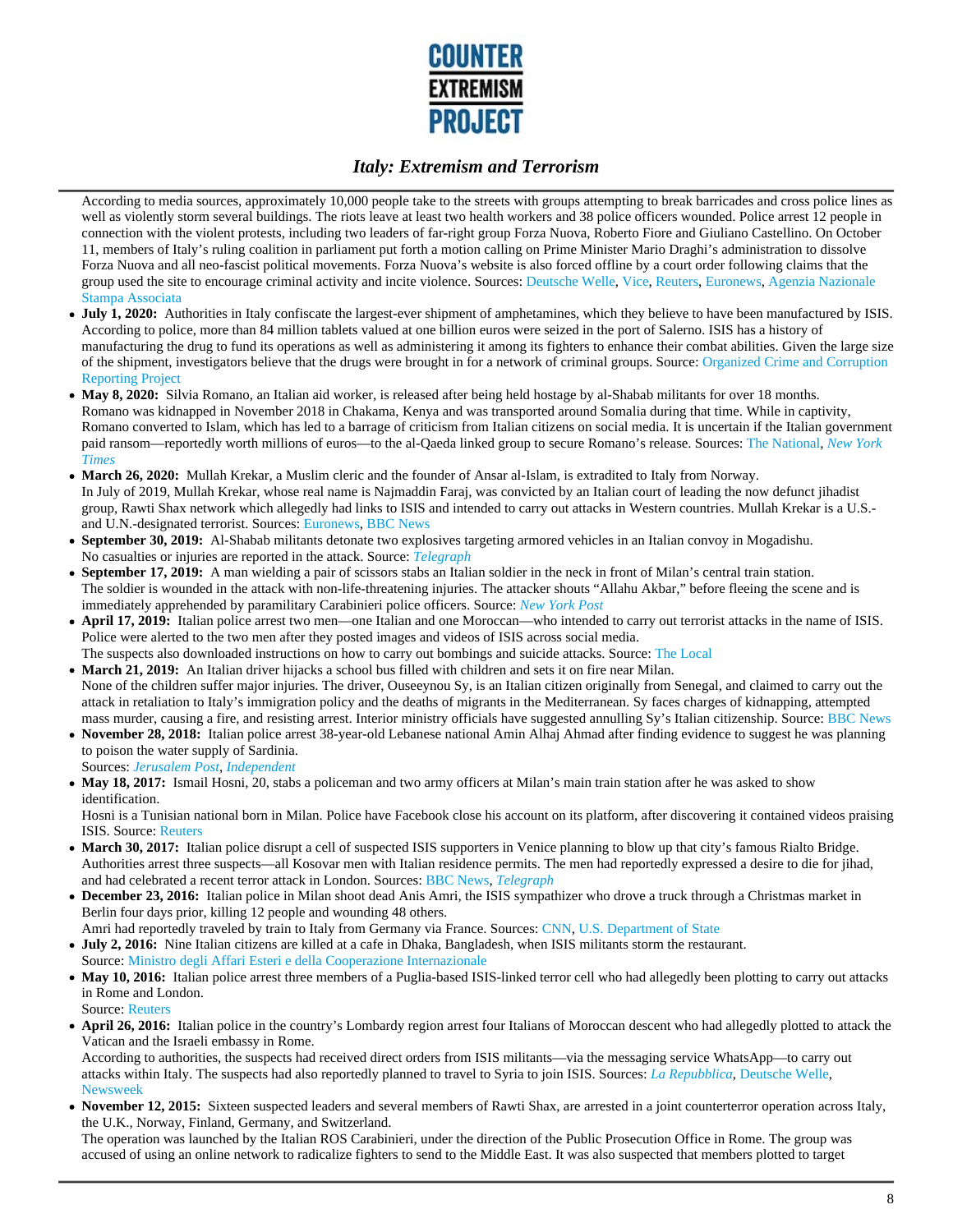According to media sources, approximately 10,000 people take to the streets with groups attempting to break barricades and cross police lines as well as violently storm several buildings. The riots leave at least two health workers and 38 police officers wounded. Police arrest 12 people in connection with the violent protests, including two leaders of far-right group Forza Nuova, Roberto Fiore and Giuliano Castellino. On October 11, members of Italy's ruling coalition in parliament put forth a motion calling on Prime Minister Mario Draghi's administration to dissolve Forza Nuova and all neo-fascist political movements. Forza Nuova's website is also forced offline by a court order following claims that the group used the site to encourage criminal activity and incite violence. Sources: Deutsche Welle, Vice, Reuters, Euronews, Agenzia Nazionale Stampa Associata

- **July 1, 2020:** Authorities in Italy confiscate the largest-ever shipment of amphetamines, which they believe to have been manufactured by ISIS. According to police, more than 84 million tablets valued at one billion euros were seized in the port of Salerno. ISIS has a history of manufacturing the drug to fund its operations as well as administering it among its fighters to enhance their combat abilities. Given the large size of the shipment, investigators believe that the drugs were brought in for a network of criminal groups. Source: Organized Crime and Corruption Reporting Project
- **May 8, 2020:** Silvia Romano, an Italian aid worker, is released after being held hostage by al-Shabab militants for over 18 months. Romano was kidnapped in November 2018 in Chakama, Kenya and was transported around Somalia during that time. While in captivity, Romano converted to Islam, which has led to a barrage of criticism from Italian citizens on social media. It is uncertain if the Italian government paid ransom—reportedly worth millions of euros—to the al-Qaeda linked group to secure Romano's release. Sources: The National, *New York Times*
- **March 26, 2020:** Mullah Krekar, a Muslim cleric and the founder of Ansar al-Islam, is extradited to Italy from Norway.
  In July of 2019, Mullah Krekar, whose real name is Najmaddin Faraj, was convicted by an Italian court of leading the now defunct jihadist group, Rawti Shax network which allegedly had links to ISIS and intended to carry out attacks in Western countries. Mullah Krekar is a U.S.- and U.N.-designated terrorist. Sources: Euronews, BBC News
- **September 30, 2019:** Al-Shabab militants detonate two explosives targeting armored vehicles in an Italian convoy in Mogadishu.
  No casualties or injuries are reported in the attack. Source: *Telegraph*
- **September 17, 2019:** A man wielding a pair of scissors stabs an Italian soldier in the neck in front of Milan's central train station.
  The soldier is wounded in the attack with non-life-threatening injuries. The attacker shouts "Allahu Akbar," before fleeing the scene and is immediately apprehended by paramilitary Carabinieri police officers. Source: *New York Post*
- **April 17, 2019:** Italian police arrest two men—one Italian and one Moroccan—who intended to carry out terrorist attacks in the name of ISIS. Police were alerted to the two men after they posted images and videos of ISIS across social media.
  The suspects also downloaded instructions on how to carry out bombings and suicide attacks. Source: The Local
- **March 21, 2019:** An Italian driver hijacks a school bus filled with children and sets it on fire near Milan.
  None of the children suffer major injuries. The driver, Ouseeynou Sy, is an Italian citizen originally from Senegal, and claimed to carry out the attack in retaliation to Italy's immigration policy and the deaths of migrants in the Mediterranean. Sy faces charges of kidnapping, attempted mass murder, causing a fire, and resisting arrest. Interior ministry officials have suggested annulling Sy's Italian citizenship. Source: BBC News
- **November 28, 2018:** Italian police arrest 38-year-old Lebanese national Amin Alhaj Ahmad after finding evidence to suggest he was planning to poison the water supply of Sardinia.
  Sources: *Jerusalem Post*, *Independent*
- **May 18, 2017:** Ismail Hosni, 20, stabs a policeman and two army officers at Milan's main train station after he was asked to show identification.
  Hosni is a Tunisian national born in Milan. Police have Facebook close his account on its platform, after discovering it contained videos praising ISIS. Source: Reuters
- **March 30, 2017:** Italian police disrupt a cell of suspected ISIS supporters in Venice planning to blow up that city's famous Rialto Bridge. Authorities arrest three suspects—all Kosovar men with Italian residence permits. The men had reportedly expressed a desire to die for jihad, and had celebrated a recent terror attack in London. Sources: BBC News, *Telegraph*
- **December 23, 2016:** Italian police in Milan shoot dead Anis Amri, the ISIS sympathizer who drove a truck through a Christmas market in Berlin four days prior, killing 12 people and wounding 48 others.
  Amri had reportedly traveled by train to Italy from Germany via France. Sources: CNN, U.S. Department of State
- **July 2, 2016:** Nine Italian citizens are killed at a cafe in Dhaka, Bangladesh, when ISIS militants storm the restaurant.
  Source: Ministro degli Affari Esteri e della Cooperazione Internazionale
- **May 10, 2016:** Italian police arrest three members of a Puglia-based ISIS-linked terror cell who had allegedly been plotting to carry out attacks in Rome and London.
  Source: Reuters
- **April 26, 2016:** Italian police in the country's Lombardy region arrest four Italians of Moroccan descent who had allegedly plotted to attack the Vatican and the Israeli embassy in Rome.
  According to authorities, the suspects had received direct orders from ISIS militants—via the messaging service WhatsApp—to carry out attacks within Italy. The suspects had also reportedly planned to travel to Syria to join ISIS. Sources: *La Repubblica*, Deutsche Welle, Newsweek
- **November 12, 2015:** Sixteen suspected leaders and several members of Rawti Shax, are arrested in a joint counterterror operation across Italy, the U.K., Norway, Finland, Germany, and Switzerland.
  The operation was launched by the Italian ROS Carabinieri, under the direction of the Public Prosecution Office in Rome. The group was accused of using an online network to radicalize fighters to send to the Middle East. It was also suspected that members plotted to target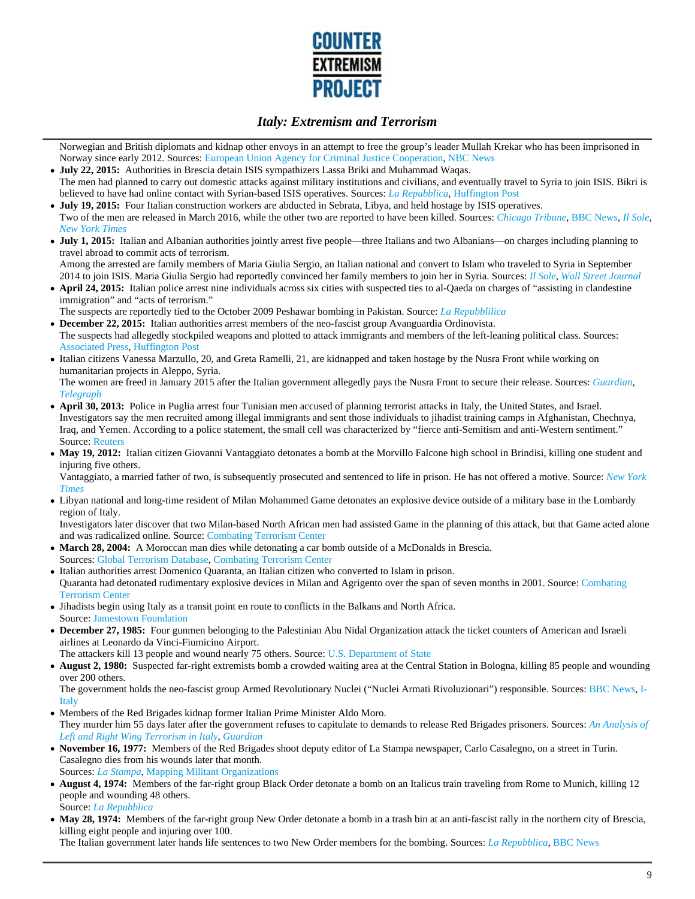Norwegian and British diplomats and kidnap other envoys in an attempt to free the group's leader Mullah Krekar who has been imprisoned in Norway since early 2012. Sources: European Union Agency for Criminal Justice Cooperation, NBC News

- **July 22, 2015:** Authorities in Brescia detain ISIS sympathizers Lassa Briki and Muhammad Waqas.
  The men had planned to carry out domestic attacks against military institutions and civilians, and eventually travel to Syria to join ISIS. Bikri is believed to have had online contact with Syrian-based ISIS operatives. Sources: *La Repubblica*, Huffington Post
- **July 19, 2015:** Four Italian construction workers are abducted in Sebrata, Libya, and held hostage by ISIS operatives.
  Two of the men are released in March 2016, while the other two are reported to have been killed. Sources: *Chicago Tribune*, BBC News, *Il Sole*, *New York Times*
- **July 1, 2015:** Italian and Albanian authorities jointly arrest five people—three Italians and two Albanians—on charges including planning to travel abroad to commit acts of terrorism.
  Among the arrested are family members of Maria Giulia Sergio, an Italian national and convert to Islam who traveled to Syria in September 2014 to join ISIS. Maria Giulia Sergio had reportedly convinced her family members to join her in Syria. Sources: *Il Sole*, *Wall Street Journal*
- **April 24, 2015:** Italian police arrest nine individuals across six cities with suspected ties to al-Qaeda on charges of "assisting in clandestine immigration" and "acts of terrorism."
  The suspects are reportedly tied to the October 2009 Peshawar bombing in Pakistan. Source: *La Repubblilica*
- **December 22, 2015:** Italian authorities arrest members of the neo-fascist group Avanguardia Ordinovista.
  The suspects had allegedly stockpiled weapons and plotted to attack immigrants and members of the left-leaning political class. Sources: Associated Press, Huffington Post
- Italian citizens Vanessa Marzullo, 20, and Greta Ramelli, 21, are kidnapped and taken hostage by the Nusra Front while working on humanitarian projects in Aleppo, Syria.
  The women are freed in January 2015 after the Italian government allegedly pays the Nusra Front to secure their release. Sources: *Guardian*, *Telegraph*
- **April 30, 2013:** Police in Puglia arrest four Tunisian men accused of planning terrorist attacks in Italy, the United States, and Israel.
  Investigators say the men recruited among illegal immigrants and sent those individuals to jihadist training camps in Afghanistan, Chechnya, Iraq, and Yemen. According to a police statement, the small cell was characterized by "fierce anti-Semitism and anti-Western sentiment." Source: Reuters
- **May 19, 2012:** Italian citizen Giovanni Vantaggiato detonates a bomb at the Morvillo Falcone high school in Brindisi, killing one student and injuring five others.
  Vantaggiato, a married father of two, is subsequently prosecuted and sentenced to life in prison. He has not offered a motive. Source: *New York Times*
- Libyan national and long-time resident of Milan Mohammed Game detonates an explosive device outside of a military base in the Lombardy region of Italy.
  Investigators later discover that two Milan-based North African men had assisted Game in the planning of this attack, but that Game acted alone and was radicalized online. Source: Combating Terrorism Center
- **March 28, 2004:** A Moroccan man dies while detonating a car bomb outside of a McDonalds in Brescia.
  Sources: Global Terrorism Database, Combating Terrorism Center
- Italian authorities arrest Domenico Quaranta, an Italian citizen who converted to Islam in prison.
  Quaranta had detonated rudimentary explosive devices in Milan and Agrigento over the span of seven months in 2001. Source: Combating Terrorism Center
- Jihadists begin using Italy as a transit point en route to conflicts in the Balkans and North Africa.
  Source: Jamestown Foundation
- **December 27, 1985:** Four gunmen belonging to the Palestinian Abu Nidal Organization attack the ticket counters of American and Israeli airlines at Leonardo da Vinci-Fiumicino Airport.
  The attackers kill 13 people and wound nearly 75 others. Source: U.S. Department of State
- **August 2, 1980:** Suspected far-right extremists bomb a crowded waiting area at the Central Station in Bologna, killing 85 people and wounding over 200 others.
  The government holds the neo-fascist group Armed Revolutionary Nuclei ("Nuclei Armati Rivoluzionari") responsible. Sources: BBC News, I-Italy
- Members of the Red Brigades kidnap former Italian Prime Minister Aldo Moro.
  They murder him 55 days later after the government refuses to capitulate to demands to release Red Brigades prisoners. Sources: *An Analysis of Left and Right Wing Terrorism in Italy*, *Guardian*
- **November 16, 1977:** Members of the Red Brigades shoot deputy editor of La Stampa newspaper, Carlo Casalegno, on a street in Turin. Casalegno dies from his wounds later that month.
  Sources: *La Stampa*, Mapping Militant Organizations
- **August 4, 1974:** Members of the far-right group Black Order detonate a bomb on an Italicus train traveling from Rome to Munich, killing 12 people and wounding 48 others.
  Source: *La Repubblica*
- **May 28, 1974:** Members of the far-right group New Order detonate a bomb in a trash bin at an anti-fascist rally in the northern city of Brescia, killing eight people and injuring over 100.
  The Italian government later hands life sentences to two New Order members for the bombing. Sources: *La Repubblica*, BBC News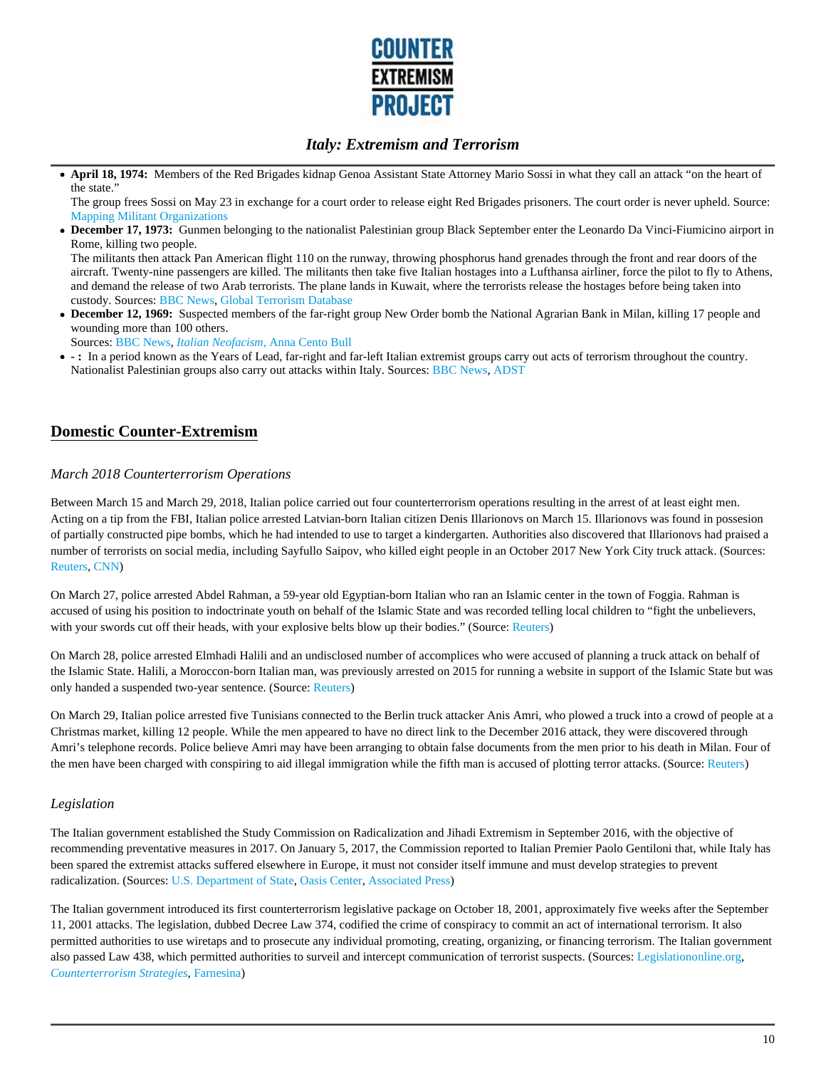- **April 18, 1974:** Members of the Red Brigades kidnap Genoa Assistant State Attorney Mario Sossi in what they call an attack "on the heart of the state."
  The group frees Sossi on May 23 in exchange for a court order to release eight Red Brigades prisoners. The court order is never upheld. Source: Mapping Militant Organizations
- **December 17, 1973:** Gunmen belonging to the nationalist Palestinian group Black September enter the Leonardo Da Vinci-Fiumicino airport in Rome, killing two people.
  The militants then attack Pan American flight 110 on the runway, throwing phosphorus hand grenades through the front and rear doors of the aircraft. Twenty-nine passengers are killed. The militants then take five Italian hostages into a Lufthansa airliner, force the pilot to fly to Athens, and demand the release of two Arab terrorists. The plane lands in Kuwait, where the terrorists release the hostages before being taken into custody. Sources: BBC News, Global Terrorism Database
- **December 12, 1969:** Suspected members of the far-right group New Order bomb the National Agrarian Bank in Milan, killing 17 people and wounding more than 100 others.
  Sources: BBC News, *Italian Neofacism,* Anna Cento Bull
- **- :** In a period known as the Years of Lead, far-right and far-left Italian extremist groups carry out acts of terrorism throughout the country. Nationalist Palestinian groups also carry out attacks within Italy. Sources: BBC News, ADST

## Domestic Counter-Extremism

### *March 2018 Counterterrorism Operations*

Between March 15 and March 29, 2018, Italian police carried out four counterterrorism operations resulting in the arrest of at least eight men. Acting on a tip from the FBI, Italian police arrested Latvian-born Italian citizen Denis Illarionovs on March 15. Illarionovs was found in possesion of partially constructed pipe bombs, which he had intended to use to target a kindergarten. Authorities also discovered that Illarionovs had praised a number of terrorists on social media, including Sayfullo Saipov, who killed eight people in an October 2017 New York City truck attack. (Sources: Reuters, CNN)

On March 27, police arrested Abdel Rahman, a 59-year old Egyptian-born Italian who ran an Islamic center in the town of Foggia. Rahman is accused of using his position to indoctrinate youth on behalf of the Islamic State and was recorded telling local children to "fight the unbelievers, with your swords cut off their heads, with your explosive belts blow up their bodies." (Source: Reuters)

On March 28, police arrested Elmhadi Halili and an undisclosed number of accomplices who were accused of planning a truck attack on behalf of the Islamic State. Halili, a Moroccon-born Italian man, was previously arrested on 2015 for running a website in support of the Islamic State but was only handed a suspended two-year sentence. (Source: Reuters)

On March 29, Italian police arrested five Tunisians connected to the Berlin truck attacker Anis Amri, who plowed a truck into a crowd of people at a Christmas market, killing 12 people. While the men appeared to have no direct link to the December 2016 attack, they were discovered through Amri's telephone records. Police believe Amri may have been arranging to obtain false documents from the men prior to his death in Milan. Four of the men have been charged with conspiring to aid illegal immigration while the fifth man is accused of plotting terror attacks. (Source: Reuters)

### *Legislation*

The Italian government established the Study Commission on Radicalization and Jihadi Extremism in September 2016, with the objective of recommending preventative measures in 2017. On January 5, 2017, the Commission reported to Italian Premier Paolo Gentiloni that, while Italy has been spared the extremist attacks suffered elsewhere in Europe, it must not consider itself immune and must develop strategies to prevent radicalization. (Sources: U.S. Department of State, Oasis Center, Associated Press)

The Italian government introduced its first counterterrorism legislative package on October 18, 2001, approximately five weeks after the September 11, 2001 attacks. The legislation, dubbed Decree Law 374, codified the crime of conspiracy to commit an act of international terrorism. It also permitted authorities to use wiretaps and to prosecute any individual promoting, creating, organizing, or financing terrorism. The Italian government also passed Law 438, which permitted authorities to surveil and intercept communication of terrorist suspects. (Sources: Legislationonline.org, *Counterterrorism Strategies*, Farnesina)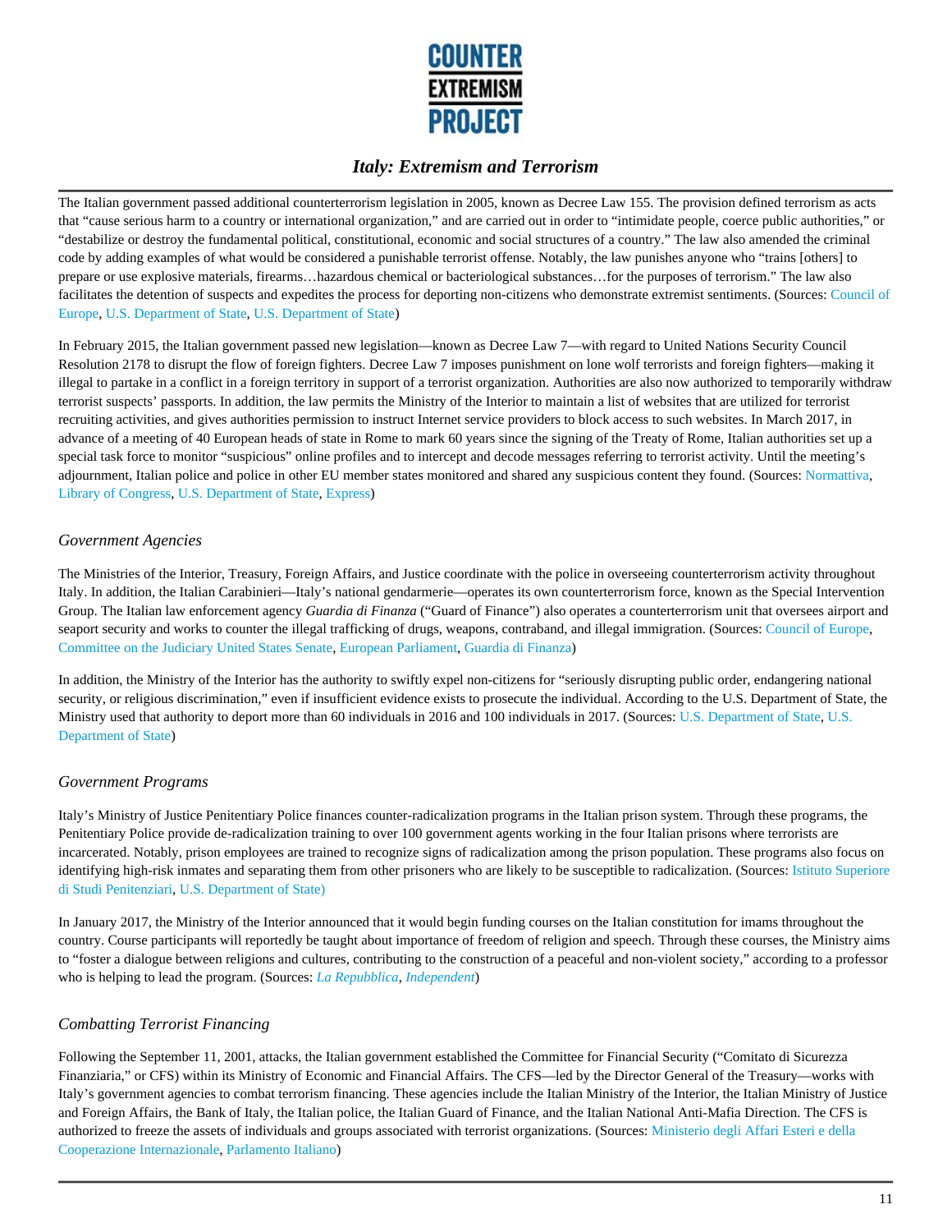The Italian government passed additional counterterrorism legislation in 2005, known as Decree Law 155. The provision defined terrorism as acts that "cause serious harm to a country or international organization," and are carried out in order to "intimidate people, coerce public authorities," or "destabilize or destroy the fundamental political, constitutional, economic and social structures of a country." The law also amended the criminal code by adding examples of what would be considered a punishable terrorist offense. Notably, the law punishes anyone who "trains [others] to prepare or use explosive materials, firearms…hazardous chemical or bacteriological substances…for the purposes of terrorism." The law also facilitates the detention of suspects and expedites the process for deporting non-citizens who demonstrate extremist sentiments. (Sources: Council of Europe, U.S. Department of State, U.S. Department of State)

In February 2015, the Italian government passed new legislation—known as Decree Law 7—with regard to United Nations Security Council Resolution 2178 to disrupt the flow of foreign fighters. Decree Law 7 imposes punishment on lone wolf terrorists and foreign fighters—making it illegal to partake in a conflict in a foreign territory in support of a terrorist organization. Authorities are also now authorized to temporarily withdraw terrorist suspects' passports. In addition, the law permits the Ministry of the Interior to maintain a list of websites that are utilized for terrorist recruiting activities, and gives authorities permission to instruct Internet service providers to block access to such websites. In March 2017, in advance of a meeting of 40 European heads of state in Rome to mark 60 years since the signing of the Treaty of Rome, Italian authorities set up a special task force to monitor "suspicious" online profiles and to intercept and decode messages referring to terrorist activity. Until the meeting's adjournment, Italian police and police in other EU member states monitored and shared any suspicious content they found. (Sources: Normattiva, Library of Congress, U.S. Department of State, Express)

### *Government Agencies*

The Ministries of the Interior, Treasury, Foreign Affairs, and Justice coordinate with the police in overseeing counterterrorism activity throughout Italy. In addition, the Italian Carabinieri—Italy's national gendarmerie—operates its own counterterrorism force, known as the Special Intervention Group. The Italian law enforcement agency *Guardia di Finanza* ("Guard of Finance") also operates a counterterrorism unit that oversees airport and seaport security and works to counter the illegal trafficking of drugs, weapons, contraband, and illegal immigration. (Sources: Council of Europe, Committee on the Judiciary United States Senate, European Parliament, Guardia di Finanza)

In addition, the Ministry of the Interior has the authority to swiftly expel non-citizens for "seriously disrupting public order, endangering national security, or religious discrimination," even if insufficient evidence exists to prosecute the individual. According to the U.S. Department of State, the Ministry used that authority to deport more than 60 individuals in 2016 and 100 individuals in 2017. (Sources: U.S. Department of State, U.S. Department of State)

### *Government Programs*

Italy's Ministry of Justice Penitentiary Police finances counter-radicalization programs in the Italian prison system. Through these programs, the Penitentiary Police provide de-radicalization training to over 100 government agents working in the four Italian prisons where terrorists are incarcerated. Notably, prison employees are trained to recognize signs of radicalization among the prison population. These programs also focus on identifying high-risk inmates and separating them from other prisoners who are likely to be susceptible to radicalization. (Sources: Istituto Superiore di Studi Penitenziari, U.S. Department of State)

In January 2017, the Ministry of the Interior announced that it would begin funding courses on the Italian constitution for imams throughout the country. Course participants will reportedly be taught about importance of freedom of religion and speech. Through these courses, the Ministry aims to "foster a dialogue between religions and cultures, contributing to the construction of a peaceful and non-violent society," according to a professor who is helping to lead the program. (Sources: *La Repubblica*, *Independent*)

### *Combatting Terrorist Financing*

Following the September 11, 2001, attacks, the Italian government established the Committee for Financial Security ("Comitato di Sicurezza Finanziaria," or CFS) within its Ministry of Economic and Financial Affairs. The CFS—led by the Director General of the Treasury—works with Italy's government agencies to combat terrorism financing. These agencies include the Italian Ministry of the Interior, the Italian Ministry of Justice and Foreign Affairs, the Bank of Italy, the Italian police, the Italian Guard of Finance, and the Italian National Anti-Mafia Direction. The CFS is authorized to freeze the assets of individuals and groups associated with terrorist organizations. (Sources: Ministerio degli Affari Esteri e della Cooperazione Internazionale, Parlamento Italiano)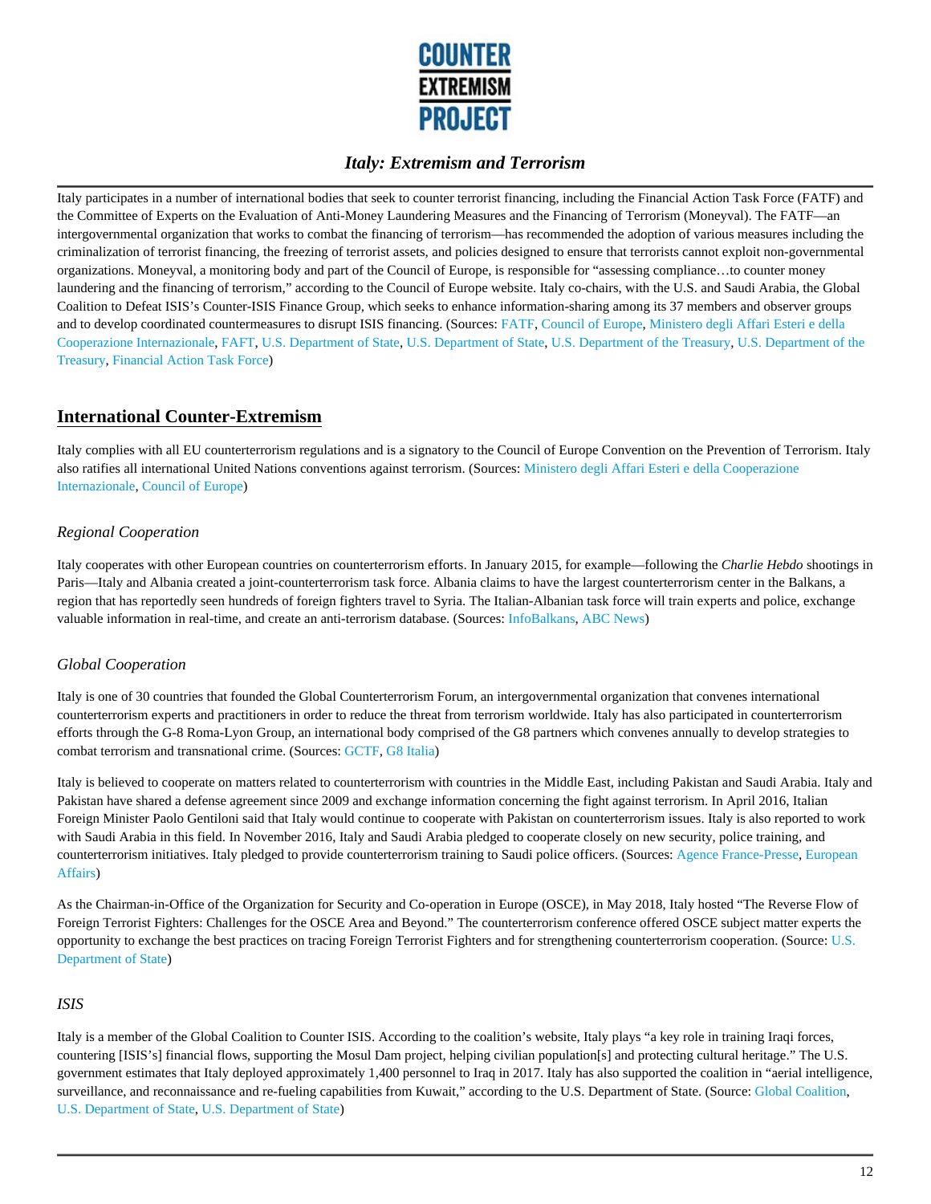Italy participates in a number of international bodies that seek to counter terrorist financing, including the Financial Action Task Force (FATF) and the Committee of Experts on the Evaluation of Anti-Money Laundering Measures and the Financing of Terrorism (Moneyval). The FATF—an intergovernmental organization that works to combat the financing of terrorism—has recommended the adoption of various measures including the criminalization of terrorist financing, the freezing of terrorist assets, and policies designed to ensure that terrorists cannot exploit non-governmental organizations. Moneyval, a monitoring body and part of the Council of Europe, is responsible for "assessing compliance…to counter money laundering and the financing of terrorism," according to the Council of Europe website. Italy co-chairs, with the U.S. and Saudi Arabia, the Global Coalition to Defeat ISIS's Counter-ISIS Finance Group, which seeks to enhance information-sharing among its 37 members and observer groups and to develop coordinated countermeasures to disrupt ISIS financing. (Sources: FATF, Council of Europe, Ministero degli Affari Esteri e della Cooperazione Internazionale, FAFT, U.S. Department of State, U.S. Department of State, U.S. Department of the Treasury, U.S. Department of the Treasury, Financial Action Task Force)

## International Counter-Extremism

Italy complies with all EU counterterrorism regulations and is a signatory to the Council of Europe Convention on the Prevention of Terrorism. Italy also ratifies all international United Nations conventions against terrorism. (Sources: Ministero degli Affari Esteri e della Cooperazione Internazionale, Council of Europe)

### *Regional Cooperation*

Italy cooperates with other European countries on counterterrorism efforts. In January 2015, for example—following the *Charlie Hebdo* shootings in Paris—Italy and Albania created a joint-counterterrorism task force. Albania claims to have the largest counterterrorism center in the Balkans, a region that has reportedly seen hundreds of foreign fighters travel to Syria. The Italian-Albanian task force will train experts and police, exchange valuable information in real-time, and create an anti-terrorism database. (Sources: InfoBalkans, ABC News)

### *Global Cooperation*

Italy is one of 30 countries that founded the Global Counterterrorism Forum, an intergovernmental organization that convenes international counterterrorism experts and practitioners in order to reduce the threat from terrorism worldwide. Italy has also participated in counterterrorism efforts through the G-8 Roma-Lyon Group, an international body comprised of the G8 partners which convenes annually to develop strategies to combat terrorism and transnational crime. (Sources: GCTF, G8 Italia)

Italy is believed to cooperate on matters related to counterterrorism with countries in the Middle East, including Pakistan and Saudi Arabia. Italy and Pakistan have shared a defense agreement since 2009 and exchange information concerning the fight against terrorism. In April 2016, Italian Foreign Minister Paolo Gentiloni said that Italy would continue to cooperate with Pakistan on counterterrorism issues. Italy is also reported to work with Saudi Arabia in this field. In November 2016, Italy and Saudi Arabia pledged to cooperate closely on new security, police training, and counterterrorism initiatives. Italy pledged to provide counterterrorism training to Saudi police officers. (Sources: Agence France-Presse, European Affairs)

As the Chairman-in-Office of the Organization for Security and Co-operation in Europe (OSCE), in May 2018, Italy hosted "The Reverse Flow of Foreign Terrorist Fighters: Challenges for the OSCE Area and Beyond." The counterterrorism conference offered OSCE subject matter experts the opportunity to exchange the best practices on tracing Foreign Terrorist Fighters and for strengthening counterterrorism cooperation. (Source: U.S. Department of State)

### *ISIS*

Italy is a member of the Global Coalition to Counter ISIS. According to the coalition's website, Italy plays "a key role in training Iraqi forces, countering [ISIS's] financial flows, supporting the Mosul Dam project, helping civilian population[s] and protecting cultural heritage." The U.S. government estimates that Italy deployed approximately 1,400 personnel to Iraq in 2017. Italy has also supported the coalition in "aerial intelligence, surveillance, and reconnaissance and re-fueling capabilities from Kuwait," according to the U.S. Department of State. (Source: Global Coalition, U.S. Department of State, U.S. Department of State)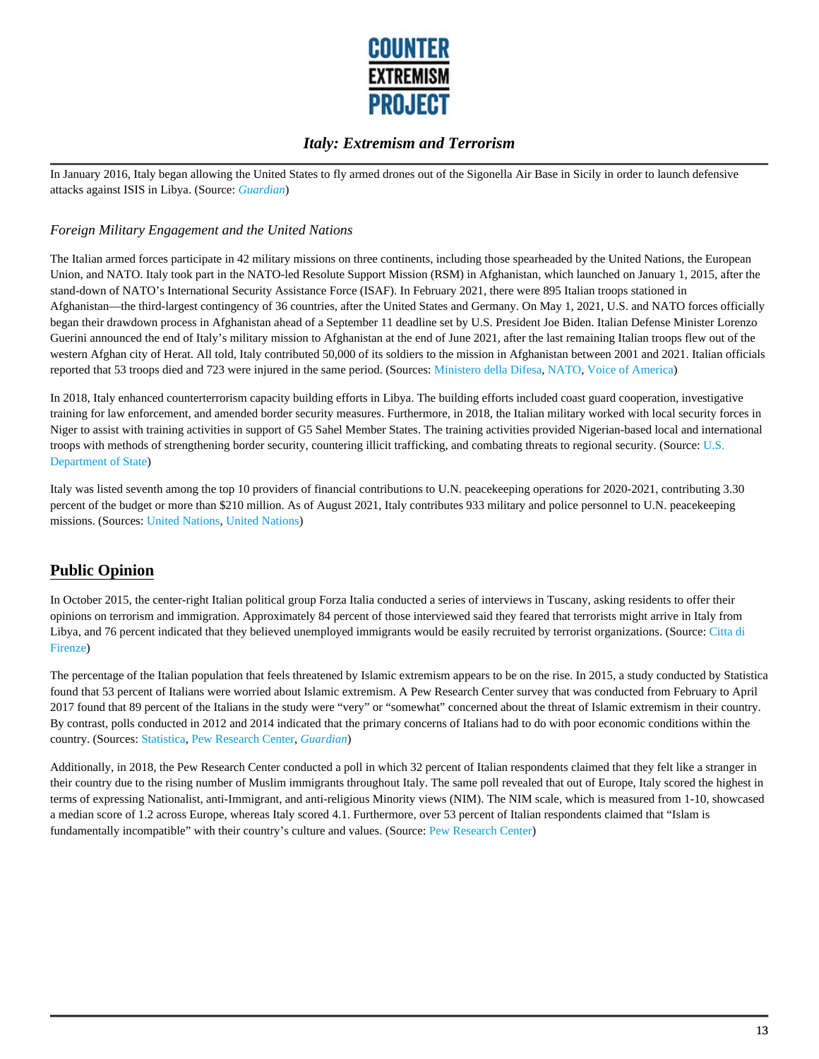In January 2016, Italy began allowing the United States to fly armed drones out of the Sigonella Air Base in Sicily in order to launch defensive attacks against ISIS in Libya. (Source: *Guardian*)

*Foreign Military Engagement and the United Nations*

The Italian armed forces participate in 42 military missions on three continents, including those spearheaded by the United Nations, the European Union, and NATO. Italy took part in the NATO-led Resolute Support Mission (RSM) in Afghanistan, which launched on January 1, 2015, after the stand-down of NATO's International Security Assistance Force (ISAF). In February 2021, there were 895 Italian troops stationed in Afghanistan—the third-largest contingency of 36 countries, after the United States and Germany. On May 1, 2021, U.S. and NATO forces officially began their drawdown process in Afghanistan ahead of a September 11 deadline set by U.S. President Joe Biden. Italian Defense Minister Lorenzo Guerini announced the end of Italy's military mission to Afghanistan at the end of June 2021, after the last remaining Italian troops flew out of the western Afghan city of Herat. All told, Italy contributed 50,000 of its soldiers to the mission in Afghanistan between 2001 and 2021. Italian officials reported that 53 troops died and 723 were injured in the same period. (Sources: Ministero della Difesa, NATO, Voice of America)

In 2018, Italy enhanced counterterrorism capacity building efforts in Libya. The building efforts included coast guard cooperation, investigative training for law enforcement, and amended border security measures. Furthermore, in 2018, the Italian military worked with local security forces in Niger to assist with training activities in support of G5 Sahel Member States. The training activities provided Nigerian-based local and international troops with methods of strengthening border security, countering illicit trafficking, and combating threats to regional security. (Source: U.S. Department of State)

Italy was listed seventh among the top 10 providers of financial contributions to U.N. peacekeeping operations for 2020-2021, contributing 3.30 percent of the budget or more than $210 million. As of August 2021, Italy contributes 933 military and police personnel to U.N. peacekeeping missions. (Sources: United Nations, United Nations)

## Public Opinion

In October 2015, the center-right Italian political group Forza Italia conducted a series of interviews in Tuscany, asking residents to offer their opinions on terrorism and immigration. Approximately 84 percent of those interviewed said they feared that terrorists might arrive in Italy from Libya, and 76 percent indicated that they believed unemployed immigrants would be easily recruited by terrorist organizations. (Source: Citta di Firenze)

The percentage of the Italian population that feels threatened by Islamic extremism appears to be on the rise. In 2015, a study conducted by Statistica found that 53 percent of Italians were worried about Islamic extremism. A Pew Research Center survey that was conducted from February to April 2017 found that 89 percent of the Italians in the study were "very" or "somewhat" concerned about the threat of Islamic extremism in their country. By contrast, polls conducted in 2012 and 2014 indicated that the primary concerns of Italians had to do with poor economic conditions within the country. (Sources: Statistica, Pew Research Center, *Guardian*)

Additionally, in 2018, the Pew Research Center conducted a poll in which 32 percent of Italian respondents claimed that they felt like a stranger in their country due to the rising number of Muslim immigrants throughout Italy. The same poll revealed that out of Europe, Italy scored the highest in terms of expressing Nationalist, anti-Immigrant, and anti-religious Minority views (NIM). The NIM scale, which is measured from 1-10, showcased a median score of 1.2 across Europe, whereas Italy scored 4.1. Furthermore, over 53 percent of Italian respondents claimed that "Islam is fundamentally incompatible" with their country's culture and values. (Source: Pew Research Center)